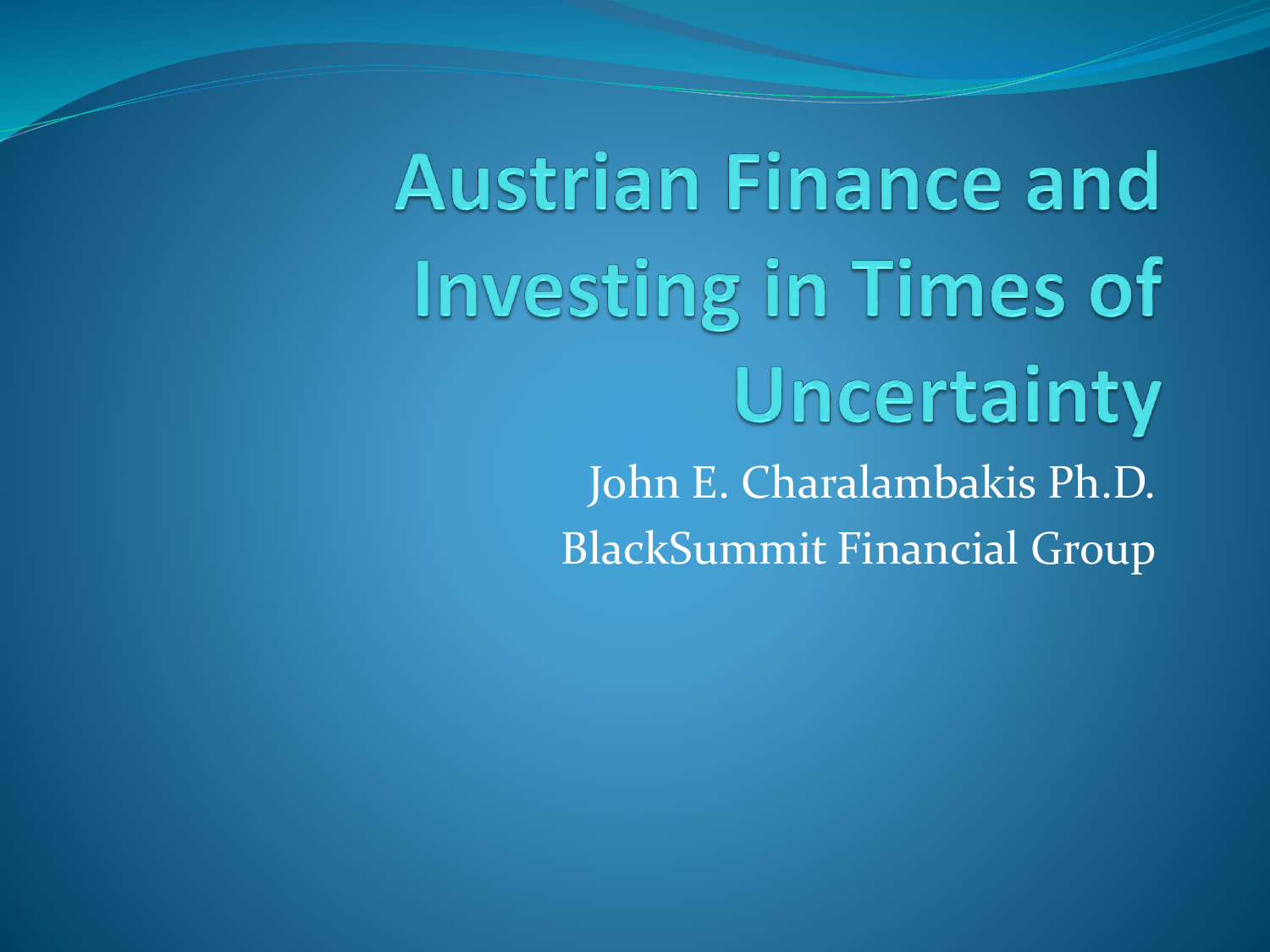# Austrian Finance and Investing in Times of Uncertainty

John E. Charalambakis Ph.D.

BlackSummit Financial Group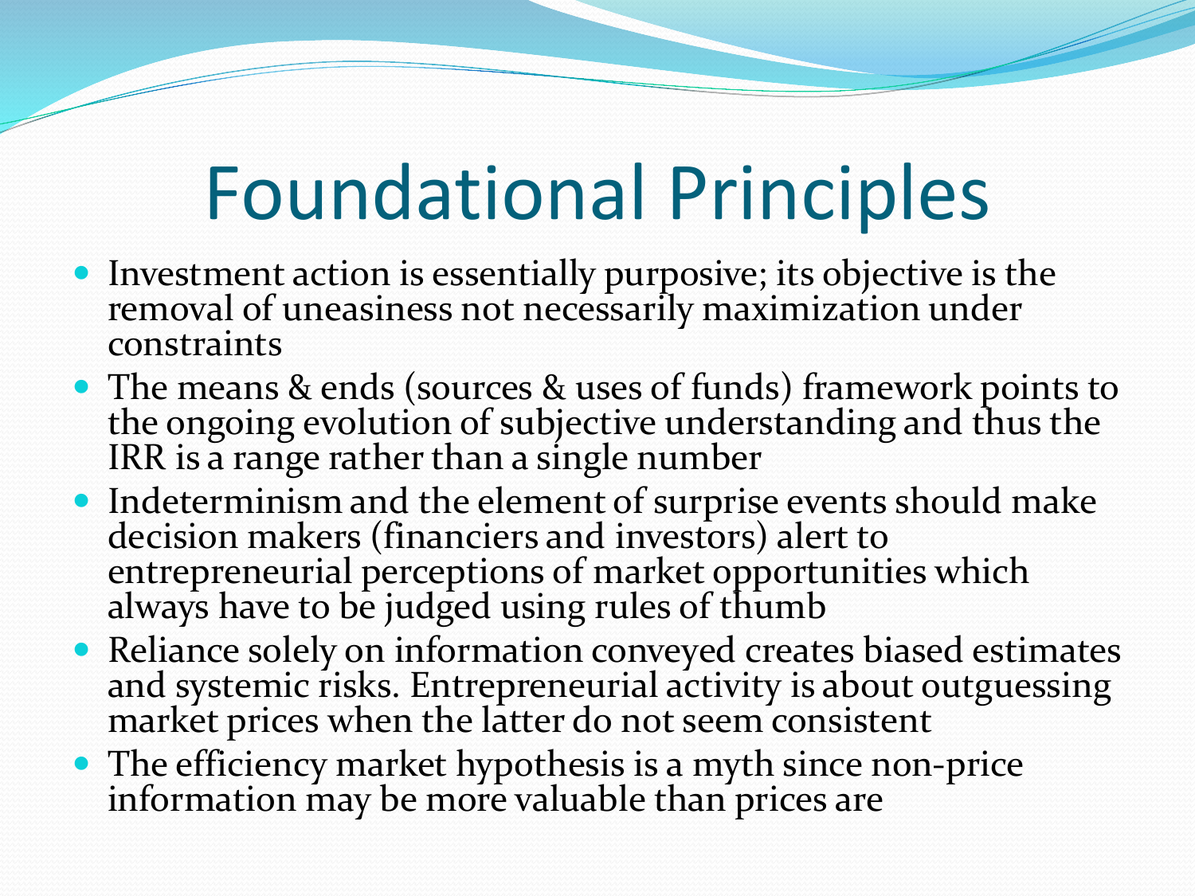# Foundational Principles

- Investment action is essentially purposive; its objective is the removal of uneasiness not necessarily maximization under constraints
- The means & ends (sources & uses of funds) framework points to the ongoing evolution of subjective understanding and thus the IRR is a range rather than a single number
- Indeterminism and the element of surprise events should make decision makers (financiers and investors) alert to entrepreneurial perceptions of market opportunities which always have to be judged using rules of thumb
- Reliance solely on information conveyed creates biased estimates and systemic risks. Entrepreneurial activity is about outguessing market prices when the latter do not seem consistent
- The efficiency market hypothesis is a myth since non-price information may be more valuable than prices are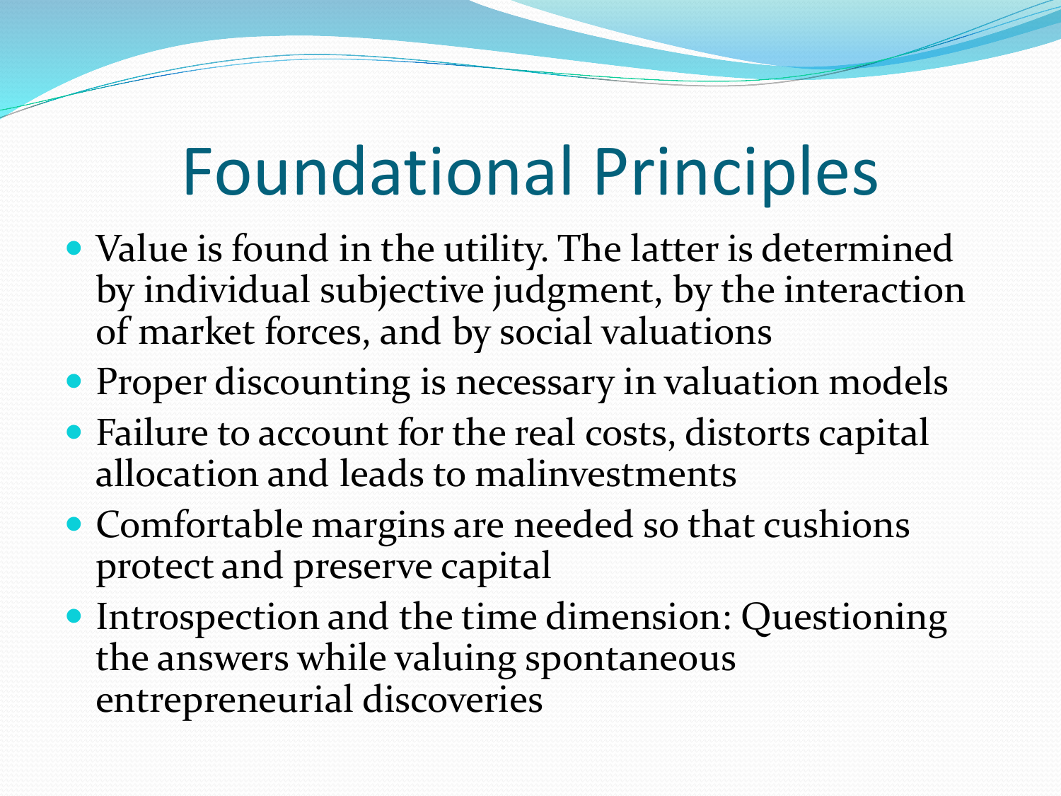# Foundational Principles

- Value is found in the utility. The latter is determined by individual subjective judgment, by the interaction of market forces, and by social valuations
- Proper discounting is necessary in valuation models
- Failure to account for the real costs, distorts capital allocation and leads to malinvestments
- Comfortable margins are needed so that cushions protect and preserve capital
- Introspection and the time dimension: Questioning the answers while valuing spontaneous entrepreneurial discoveries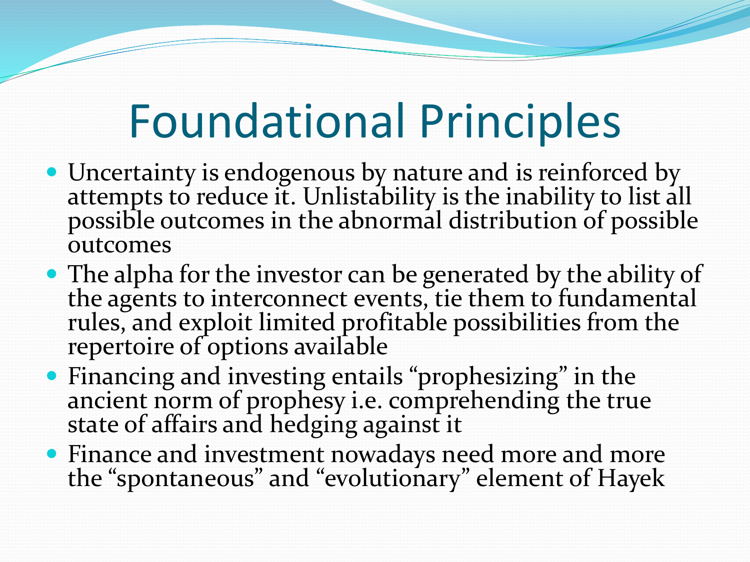# Foundational Principles

- Uncertainty is endogenous by nature and is reinforced by attempts to reduce it. Unlistability is the inability to list all possible outcomes in the abnormal distribution of possible outcomes
- The alpha for the investor can be generated by the ability of the agents to interconnect events, tie them to fundamental rules, and exploit limited profitable possibilities from the repertoire of options available
- Financing and investing entails "prophesizing" in the ancient norm of prophesy i.e. comprehending the true state of affairs and hedging against it
- Finance and investment nowadays need more and more the "spontaneous" and "evolutionary" element of Hayek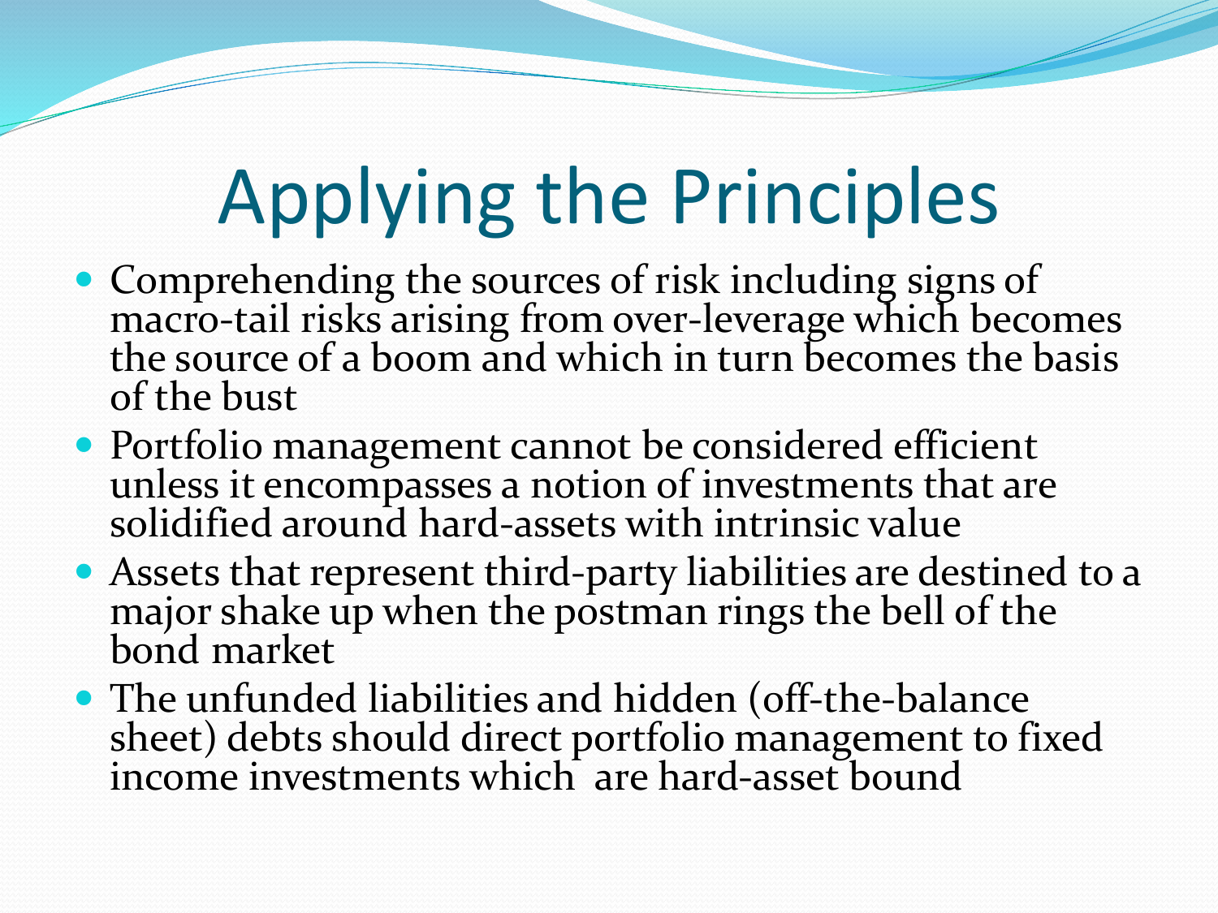# Applying the Principles

- Comprehending the sources of risk including signs of macro-tail risks arising from over-leverage which becomes the source of a boom and which in turn becomes the basis of the bust
- Portfolio management cannot be considered efficient unless it encompasses a notion of investments that are solidified around hard-assets with intrinsic value
- Assets that represent third-party liabilities are destined to a major shake up when the postman rings the bell of the bond market
- The unfunded liabilities and hidden (off-the-balance sheet) debts should direct portfolio management to fixed income investments which are hard-asset bound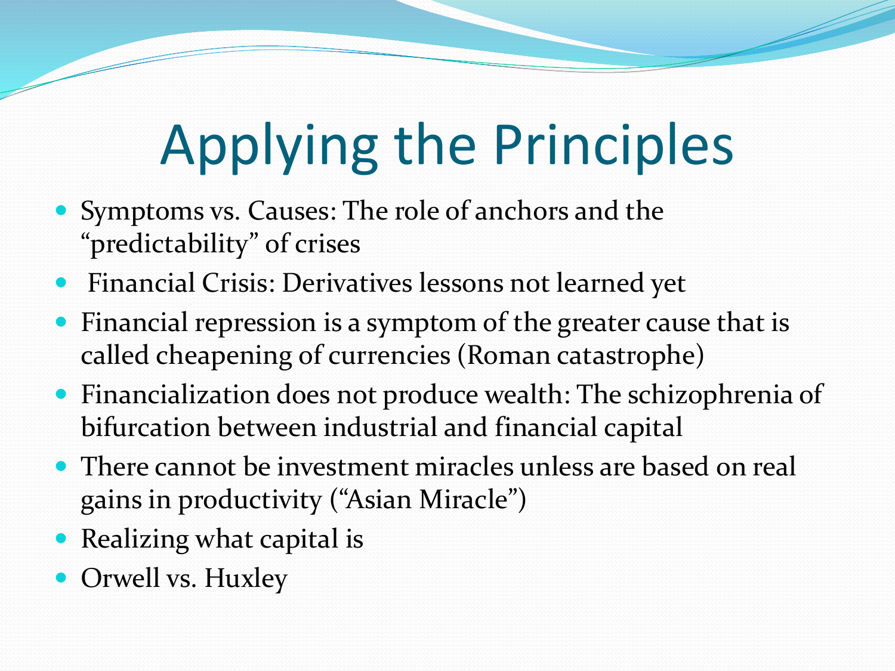# Applying the Principles

- Symptoms vs. Causes: The role of anchors and the "predictability" of crises
- Financial Crisis: Derivatives lessons not learned yet
- Financial repression is a symptom of the greater cause that is called cheapening of currencies (Roman catastrophe)
- Financialization does not produce wealth: The schizophrenia of bifurcation between industrial and financial capital
- There cannot be investment miracles unless are based on real gains in productivity ("Asian Miracle")
- Realizing what capital is
- Orwell vs. Huxley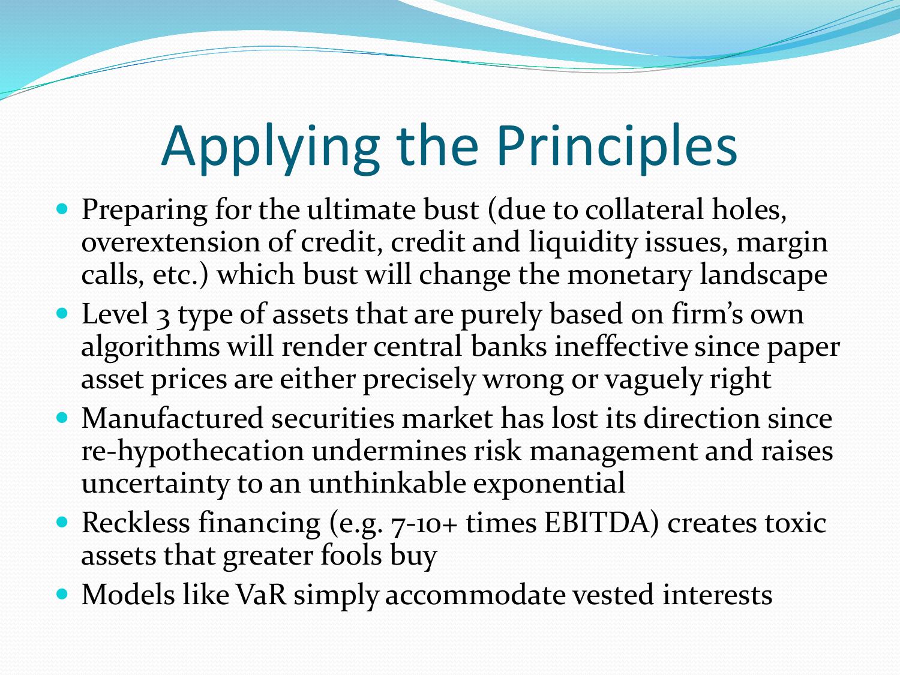# Applying the Principles

- Preparing for the ultimate bust (due to collateral holes, overextension of credit, credit and liquidity issues, margin calls, etc.) which bust will change the monetary landscape
- Level 3 type of assets that are purely based on firm's own algorithms will render central banks ineffective since paper asset prices are either precisely wrong or vaguely right
- Manufactured securities market has lost its direction since re-hypothecation undermines risk management and raises uncertainty to an unthinkable exponential
- Reckless financing (e.g. 7-10+ times EBITDA) creates toxic assets that greater fools buy
- Models like VaR simply accommodate vested interests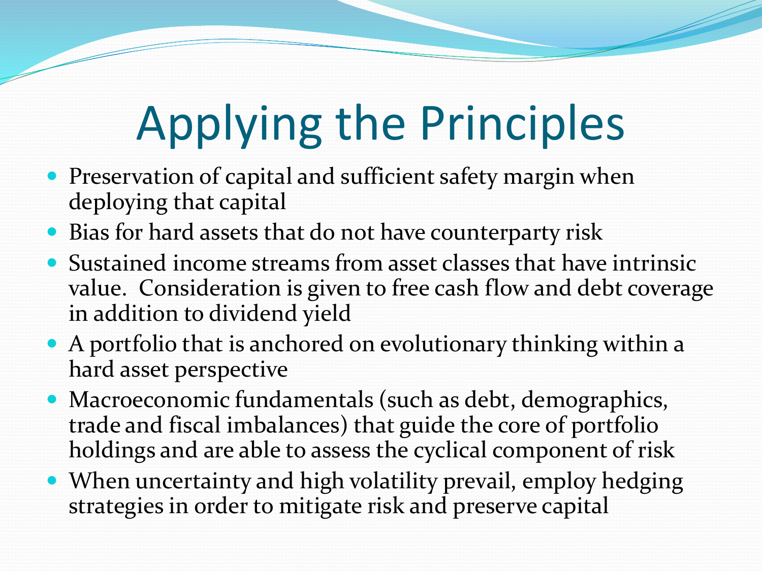# Applying the Principles

- Preservation of capital and sufficient safety margin when deploying that capital
- Bias for hard assets that do not have counterparty risk
- Sustained income streams from asset classes that have intrinsic value. Consideration is given to free cash flow and debt coverage in addition to dividend yield
- A portfolio that is anchored on evolutionary thinking within a hard asset perspective
- Macroeconomic fundamentals (such as debt, demographics, trade and fiscal imbalances) that guide the core of portfolio holdings and are able to assess the cyclical component of risk
- When uncertainty and high volatility prevail, employ hedging strategies in order to mitigate risk and preserve capital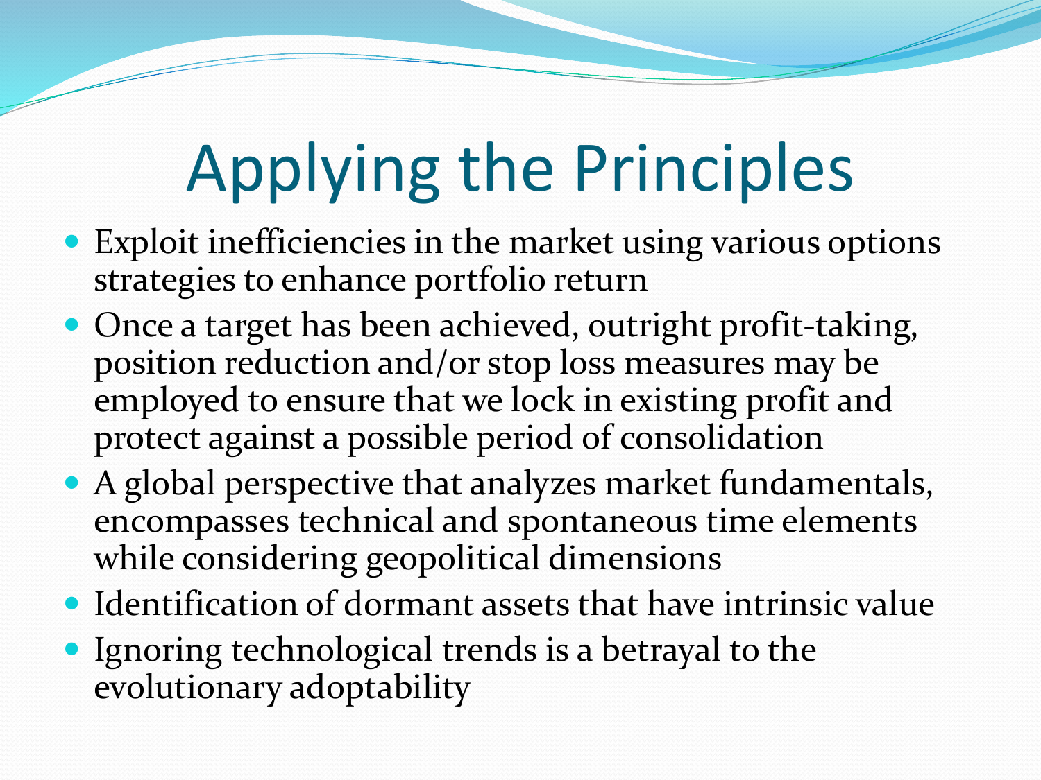# Applying the Principles

- Exploit inefficiencies in the market using various options strategies to enhance portfolio return
- Once a target has been achieved, outright profit-taking, position reduction and/or stop loss measures may be employed to ensure that we lock in existing profit and protect against a possible period of consolidation
- A global perspective that analyzes market fundamentals, encompasses technical and spontaneous time elements while considering geopolitical dimensions
- Identification of dormant assets that have intrinsic value
- Ignoring technological trends is a betrayal to the evolutionary adoptability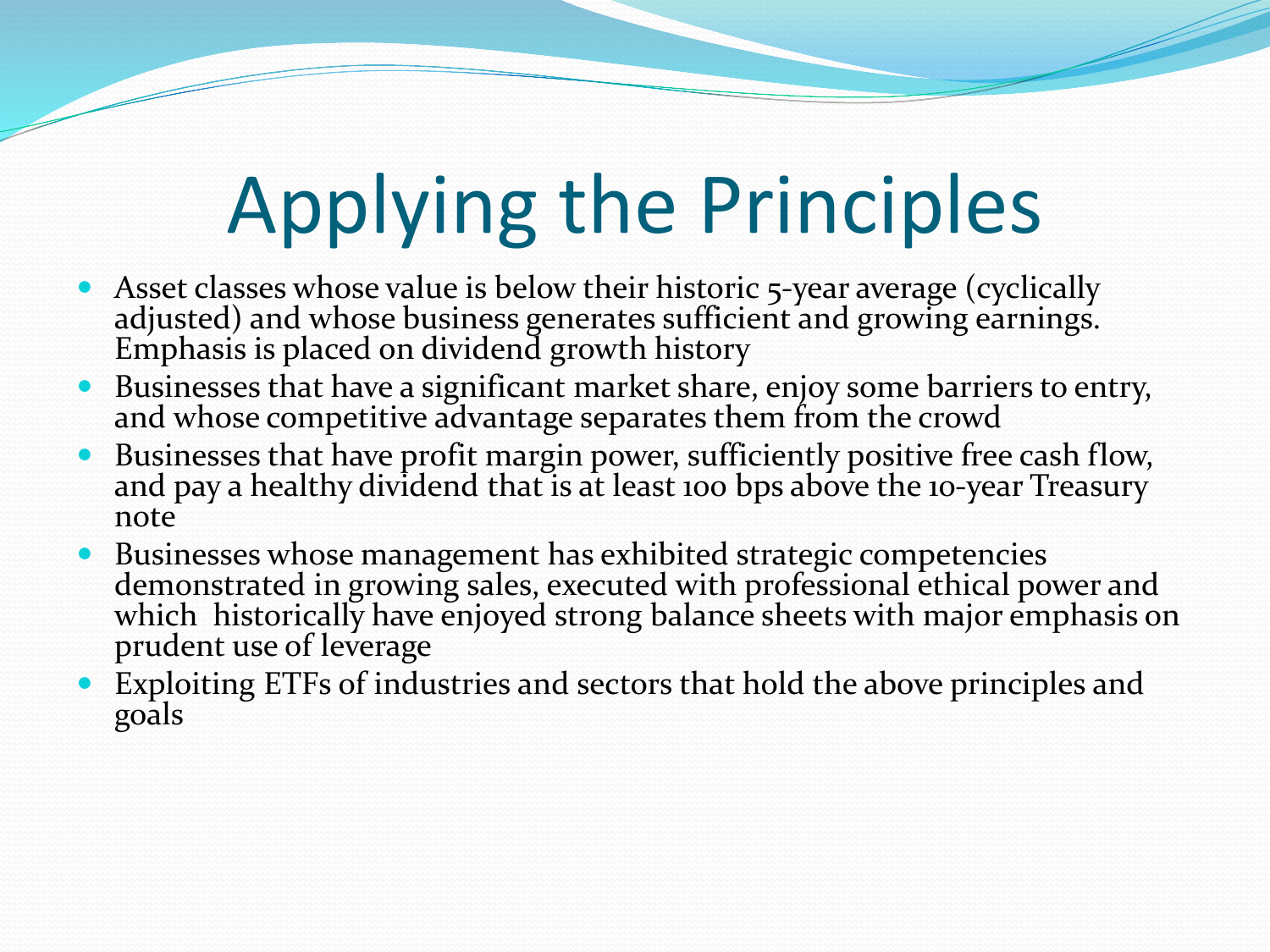# Applying the Principles

- Asset classes whose value is below their historic 5-year average (cyclically adjusted) and whose business generates sufficient and growing earnings. Emphasis is placed on dividend growth history
- Businesses that have a significant market share, enjoy some barriers to entry, and whose competitive advantage separates them from the crowd
- Businesses that have profit margin power, sufficiently positive free cash flow, and pay a healthy dividend that is at least 100 bps above the 10-year Treasury note
- Businesses whose management has exhibited strategic competencies demonstrated in growing sales, executed with professional ethical power and which historically have enjoyed strong balance sheets with major emphasis on prudent use of leverage
- Exploiting ETFs of industries and sectors that hold the above principles and goals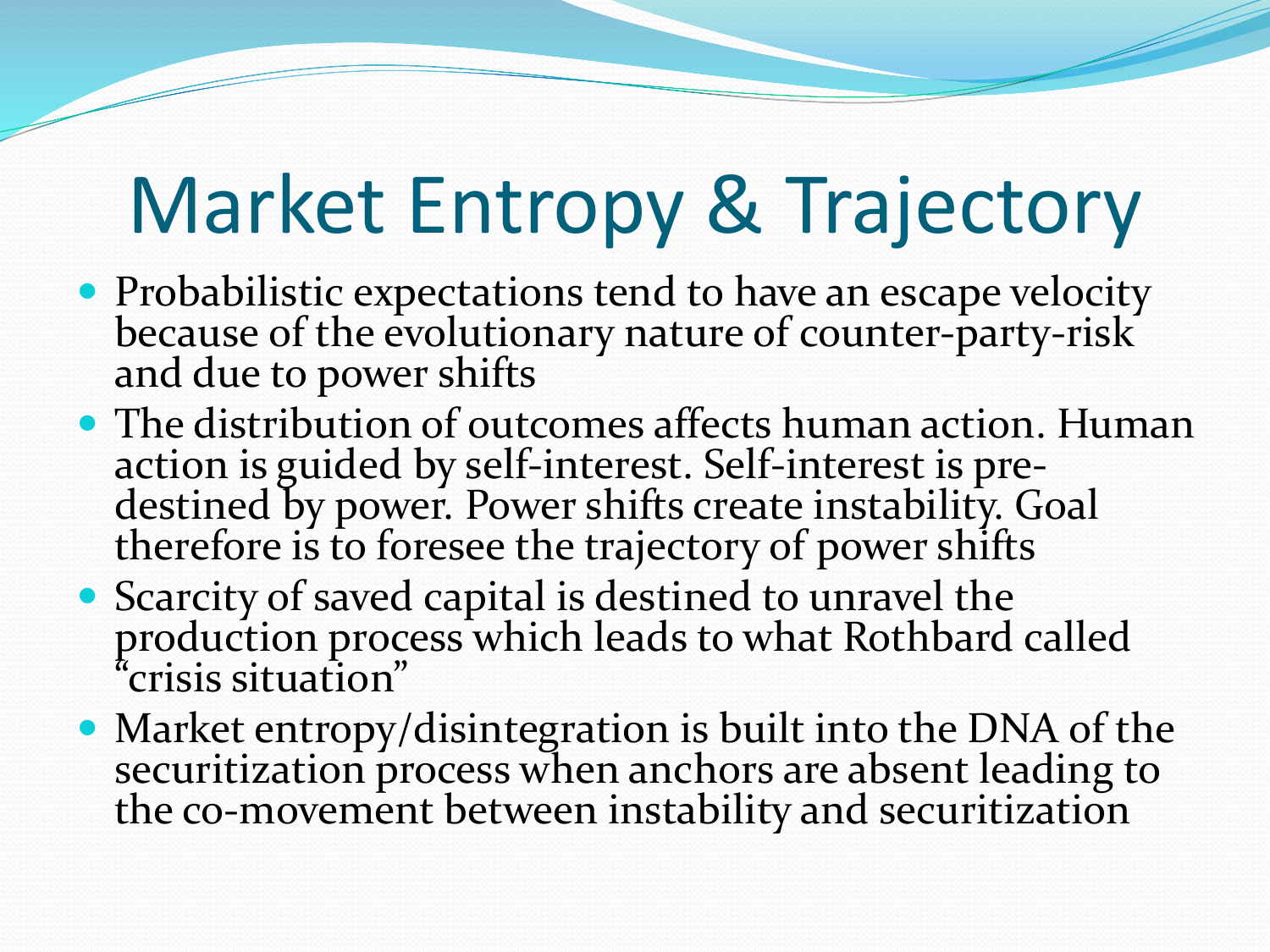# Market Entropy & Trajectory

- Probabilistic expectations tend to have an escape velocity because of the evolutionary nature of counter-party-risk and due to power shifts
- The distribution of outcomes affects human action. Human action is guided by self-interest. Self-interest is pre-destined by power. Power shifts create instability. Goal therefore is to foresee the trajectory of power shifts
- Scarcity of saved capital is destined to unravel the production process which leads to what Rothbard called "crisis situation"
- Market entropy/disintegration is built into the DNA of the securitization process when anchors are absent leading to the co-movement between instability and securitization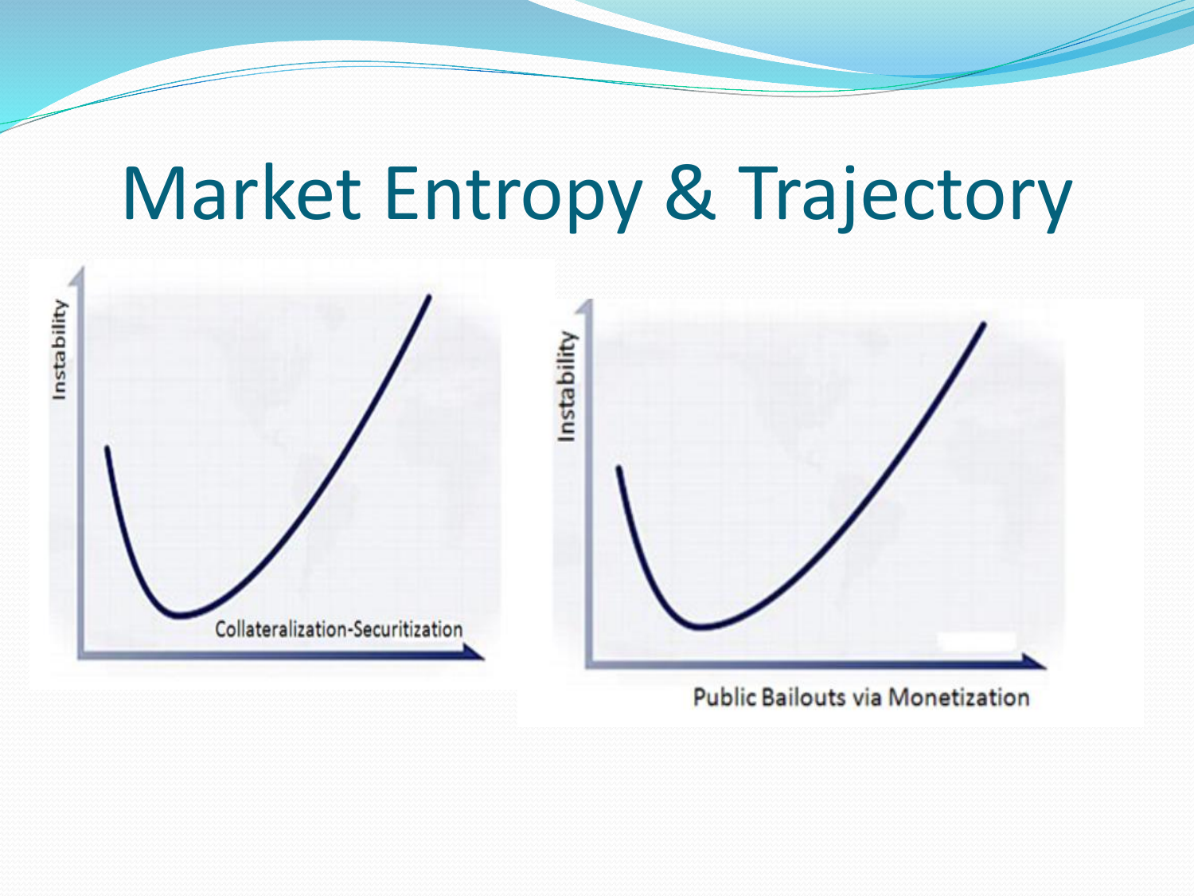# Market Entropy & Trajectory

Instability

Collateralization-Securitization

Instability

Public Bailouts via Monetization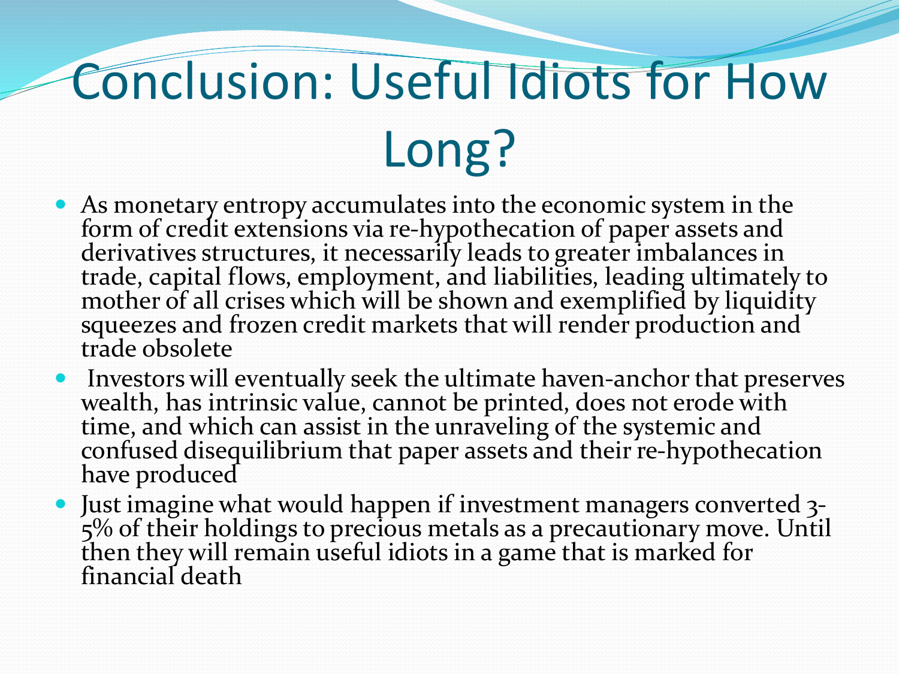# Conclusion: Useful Idiots for How Long?

- As monetary entropy accumulates into the economic system in the form of credit extensions via re-hypothecation of paper assets and derivatives structures, it necessarily leads to greater imbalances in trade, capital flows, employment, and liabilities, leading ultimately to mother of all crises which will be shown and exemplified by liquidity squeezes and frozen credit markets that will render production and trade obsolete
- Investors will eventually seek the ultimate haven-anchor that preserves wealth, has intrinsic value, cannot be printed, does not erode with time, and which can assist in the unraveling of the systemic and confused disequilibrium that paper assets and their re-hypothecation have produced
- Just imagine what would happen if investment managers converted 3-5% of their holdings to precious metals as a precautionary move. Until then they will remain useful idiots in a game that is marked for financial death